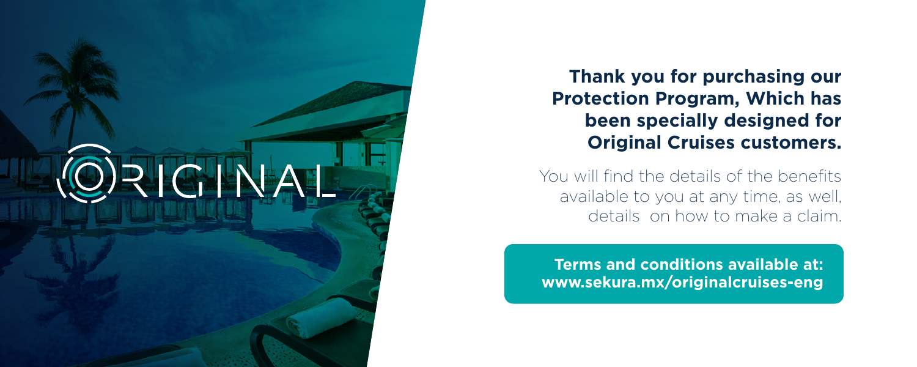ORIGINAL

**Thank you for purchasing our Protection Program, Which has been specially designed for Original Cruises customers.**

You will find the details of the benefits available to you at any time, as well, details on how to make a claim.

**Terms and conditions available at: www.sekura.mx/originalcruises-eng**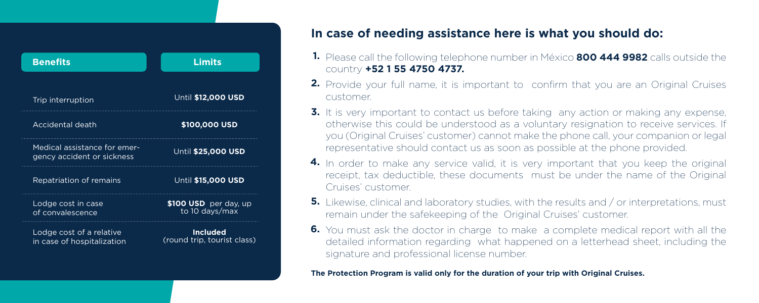| Benefits | Limits |
| --- | --- |
| Trip interruption | Until **$12,000 USD** |
| Accidental death | **$100,000 USD** |
| Medical assistance for emergency accident or sickness | Until **$25,000 USD** |
| Repatriation of remains | Until **$15,000 USD** |
| Lodge cost in case of convalescence | **$100 USD** per day, up to 10 days/max |
| Lodge cost of a relative in case of hospitalization | **Included** (round trip, tourist class) |

## In case of needing assistance here is what you should do:

1. Please call the following telephone number in México **800 444 9982** calls outside the country **+52 1 55 4750 4737.**
2. Provide your full name, it is important to confirm that you are an Original Cruises customer.
3. It is very important to contact us before taking any action or making any expense, otherwise this could be understood as a voluntary resignation to receive services. If you (Original Cruises' customer) cannot make the phone call, your companion or legal representative should contact us as soon as possible at the phone provided.
4. In order to make any service valid, it is very important that you keep the original receipt, tax deductible, these documents must be under the name of the Original Cruises' customer.
5. Likewise, clinical and laboratory studies, with the results and / or interpretations, must remain under the safekeeping of the Original Cruises' customer.
6. You must ask the doctor in charge to make a complete medical report with all the detailed information regarding what happened on a letterhead sheet, including the signature and professional license number.

**The Protection Program is valid only for the duration of your trip with Original Cruises.**